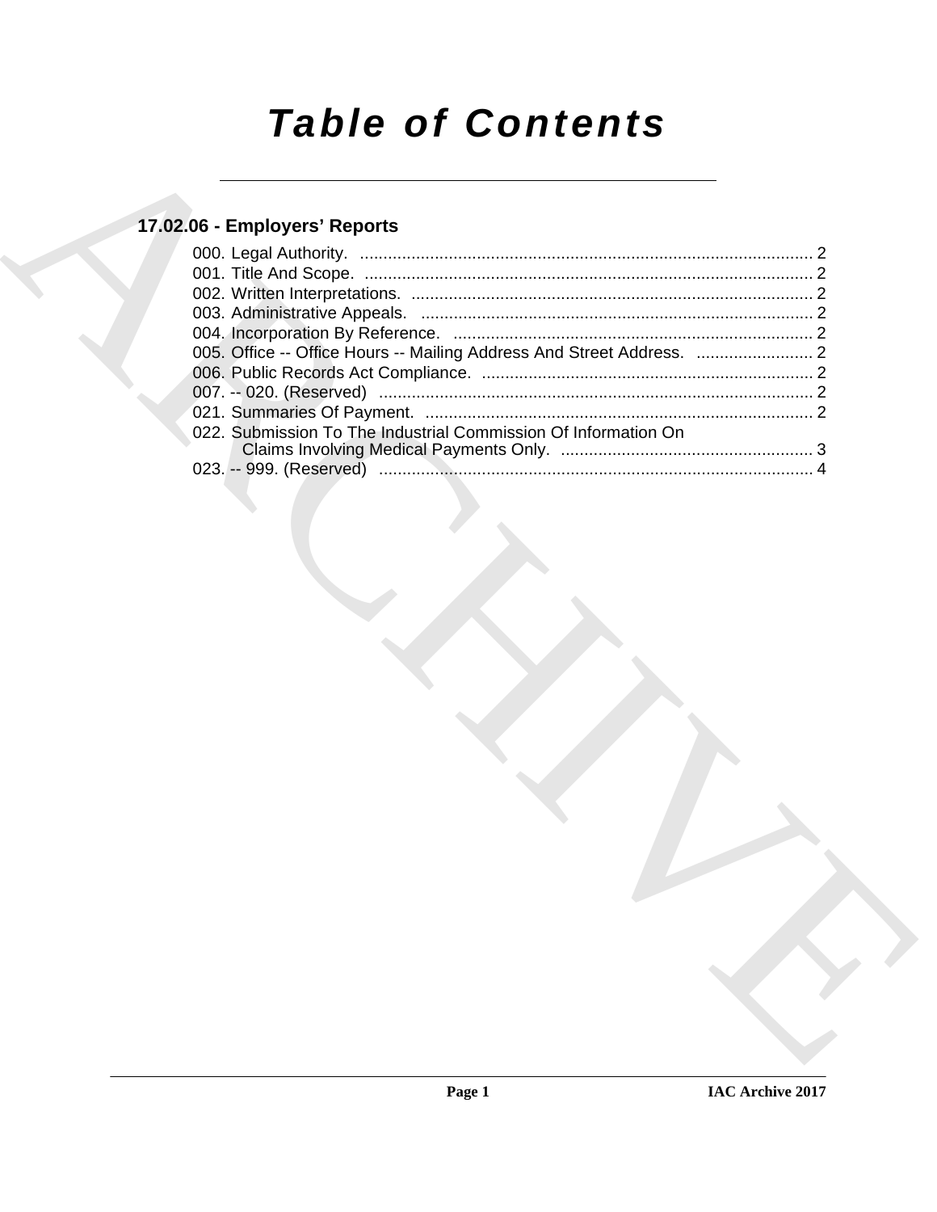# Table of Contents

## 17.02.06 - Employers' Reports

000. Legal Authority. ........................................................................................ 2
001. Title And Scope. ........................................................................................ 2
002. Written Interpretations. ........................................................................................ 2
003. Administrative Appeals. ........................................................................................ 2
004. Incorporation By Reference. ........................................................................................ 2
005. Office -- Office Hours -- Mailing Address And Street Address. ......................... 2
006. Public Records Act Compliance. ........................................................................................ 2
007. -- 020. (Reserved) ........................................................................................ 2
021. Summaries Of Payment. ........................................................................................ 2
022. Submission To The Industrial Commission Of Information On Claims Involving Medical Payments Only. ........................................................................................ 3
023. -- 999. (Reserved) ........................................................................................ 4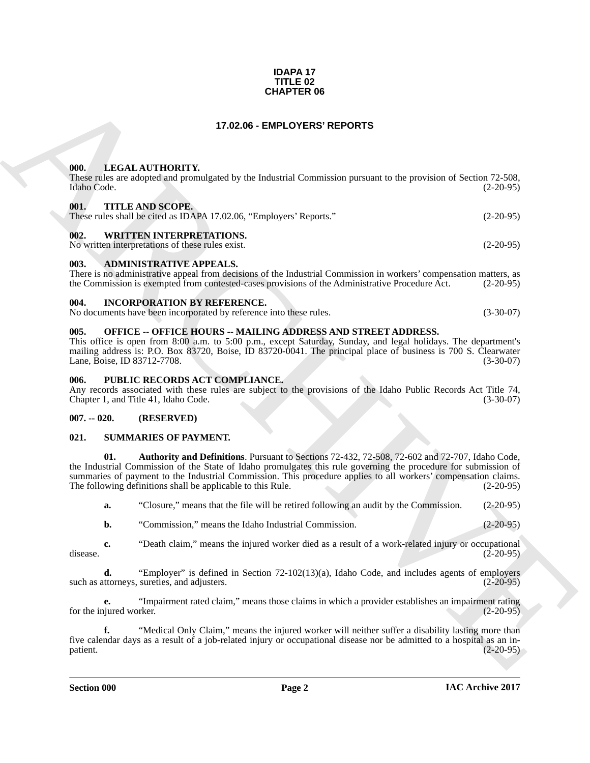**IDAPA 17**
**TITLE 02**
**CHAPTER 06**

# 17.02.06 - EMPLOYERS' REPORTS

### 000. LEGAL AUTHORITY.

These rules are adopted and promulgated by the Industrial Commission pursuant to the provision of Section 72-508, Idaho Code. (2-20-95)

### 001. TITLE AND SCOPE.

These rules shall be cited as IDAPA 17.02.06, "Employers' Reports." (2-20-95)

### 002. WRITTEN INTERPRETATIONS.

No written interpretations of these rules exist. (2-20-95)

### 003. ADMINISTRATIVE APPEALS.

There is no administrative appeal from decisions of the Industrial Commission in workers' compensation matters, as the Commission is exempted from contested-cases provisions of the Administrative Procedure Act. (2-20-95)

### 004. INCORPORATION BY REFERENCE.

No documents have been incorporated by reference into these rules. (3-30-07)

### 005. OFFICE -- OFFICE HOURS -- MAILING ADDRESS AND STREET ADDRESS.

This office is open from 8:00 a.m. to 5:00 p.m., except Saturday, Sunday, and legal holidays. The department's mailing address is: P.O. Box 83720, Boise, ID 83720-0041. The principal place of business is 700 S. Clearwater Lane, Boise, ID 83712-7708. (3-30-07)

### 006. PUBLIC RECORDS ACT COMPLIANCE.

Any records associated with these rules are subject to the provisions of the Idaho Public Records Act Title 74, Chapter 1, and Title 41, Idaho Code. (3-30-07)

### 007. -- 020. (RESERVED)

### 021. SUMMARIES OF PAYMENT.

**01. Authority and Definitions**. Pursuant to Sections 72-432, 72-508, 72-602 and 72-707, Idaho Code, the Industrial Commission of the State of Idaho promulgates this rule governing the procedure for submission of summaries of payment to the Industrial Commission. This procedure applies to all workers' compensation claims. The following definitions shall be applicable to this Rule. (2-20-95)

**a.** "Closure," means that the file will be retired following an audit by the Commission. (2-20-95)

**b.** "Commission," means the Idaho Industrial Commission. (2-20-95)

**c.** "Death claim," means the injured worker died as a result of a work-related injury or occupational disease. (2-20-95)

**d.** "Employer" is defined in Section 72-102(13)(a), Idaho Code, and includes agents of employers such as attorneys, sureties, and adjusters. (2-20-95)

**e.** "Impairment rated claim," means those claims in which a provider establishes an impairment rating for the injured worker. (2-20-95)

**f.** "Medical Only Claim," means the injured worker will neither suffer a disability lasting more than five calendar days as a result of a job-related injury or occupational disease nor be admitted to a hospital as an in-patient. (2-20-95)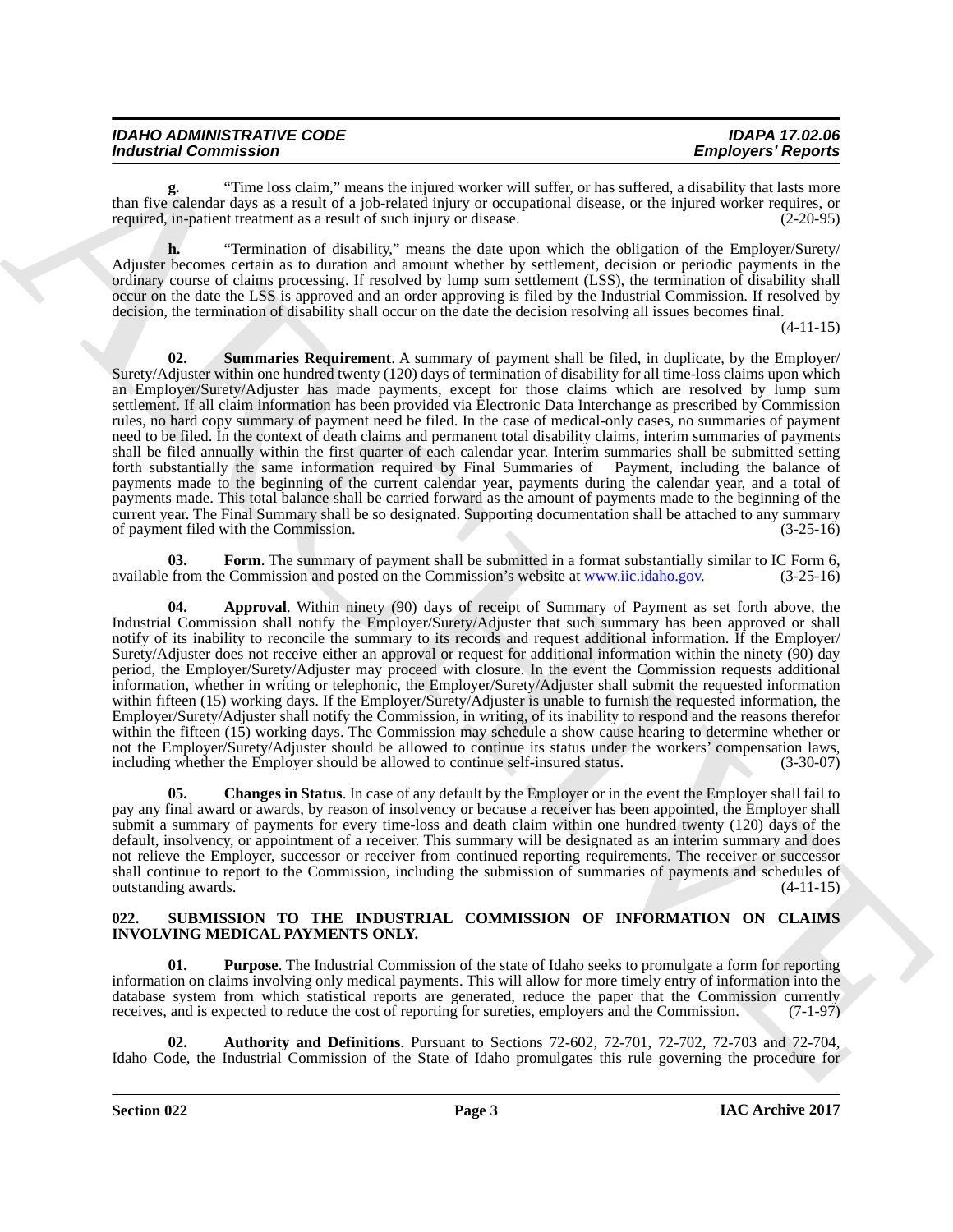**g.** "Time loss claim," means the injured worker will suffer, or has suffered, a disability that lasts more than five calendar days as a result of a job-related injury or occupational disease, or the injured worker requires, or required, in-patient treatment as a result of such injury or disease. (2-20-95)

**h.** "Termination of disability," means the date upon which the obligation of the Employer/Surety/Adjuster becomes certain as to duration and amount whether by settlement, decision or periodic payments in the ordinary course of claims processing. If resolved by lump sum settlement (LSS), the termination of disability shall occur on the date the LSS is approved and an order approving is filed by the Industrial Commission. If resolved by decision, the termination of disability shall occur on the date the decision resolving all issues becomes final. (4-11-15)

**02. Summaries Requirement**. A summary of payment shall be filed, in duplicate, by the Employer/Surety/Adjuster within one hundred twenty (120) days of termination of disability for all time-loss claims upon which an Employer/Surety/Adjuster has made payments, except for those claims which are resolved by lump sum settlement. If all claim information has been provided via Electronic Data Interchange as prescribed by Commission rules, no hard copy summary of payment need be filed. In the case of medical-only cases, no summaries of payment need to be filed. In the context of death claims and permanent total disability claims, interim summaries of payments shall be filed annually within the first quarter of each calendar year. Interim summaries shall be submitted setting forth substantially the same information required by Final Summaries of Payment, including the balance of payments made to the beginning of the current calendar year, payments during the calendar year, and a total of payments made. This total balance shall be carried forward as the amount of payments made to the beginning of the current year. The Final Summary shall be so designated. Supporting documentation shall be attached to any summary of payment filed with the Commission. (3-25-16)

**03. Form**. The summary of payment shall be submitted in a format substantially similar to IC Form 6, available from the Commission and posted on the Commission's website at www.iic.idaho.gov. (3-25-16)

**04. Approval**. Within ninety (90) days of receipt of Summary of Payment as set forth above, the Industrial Commission shall notify the Employer/Surety/Adjuster that such summary has been approved or shall notify of its inability to reconcile the summary to its records and request additional information. If the Employer/Surety/Adjuster does not receive either an approval or request for additional information within the ninety (90) day period, the Employer/Surety/Adjuster may proceed with closure. In the event the Commission requests additional information, whether in writing or telephonic, the Employer/Surety/Adjuster shall submit the requested information within fifteen (15) working days. If the Employer/Surety/Adjuster is unable to furnish the requested information, the Employer/Surety/Adjuster shall notify the Commission, in writing, of its inability to respond and the reasons therefor within the fifteen (15) working days. The Commission may schedule a show cause hearing to determine whether or not the Employer/Surety/Adjuster should be allowed to continue its status under the workers' compensation laws, including whether the Employer should be allowed to continue self-insured status. (3-30-07)

**05. Changes in Status**. In case of any default by the Employer or in the event the Employer shall fail to pay any final award or awards, by reason of insolvency or because a receiver has been appointed, the Employer shall submit a summary of payments for every time-loss and death claim within one hundred twenty (120) days of the default, insolvency, or appointment of a receiver. This summary will be designated as an interim summary and does not relieve the Employer, successor or receiver from continued reporting requirements. The receiver or successor shall continue to report to the Commission, including the submission of summaries of payments and schedules of outstanding awards. (4-11-15)

## 022. SUBMISSION TO THE INDUSTRIAL COMMISSION OF INFORMATION ON CLAIMS INVOLVING MEDICAL PAYMENTS ONLY.

**01. Purpose**. The Industrial Commission of the state of Idaho seeks to promulgate a form for reporting information on claims involving only medical payments. This will allow for more timely entry of information into the database system from which statistical reports are generated, reduce the paper that the Commission currently receives, and is expected to reduce the cost of reporting for sureties, employers and the Commission. (7-1-97)

**02. Authority and Definitions**. Pursuant to Sections 72-602, 72-701, 72-702, 72-703 and 72-704, Idaho Code, the Industrial Commission of the State of Idaho promulgates this rule governing the procedure for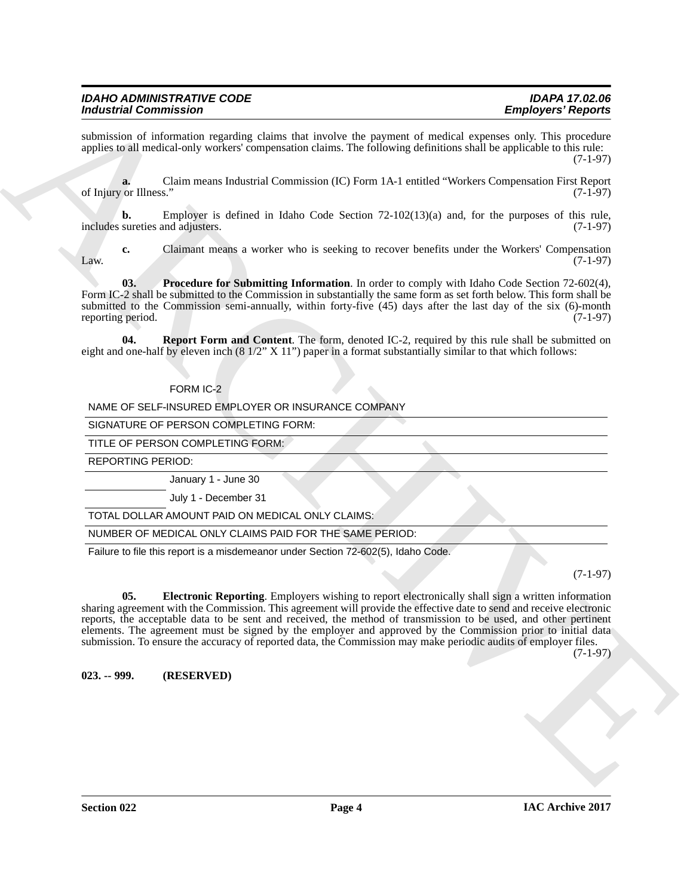submission of information regarding claims that involve the payment of medical expenses only. This procedure applies to all medical-only workers' compensation claims. The following definitions shall be applicable to this rule: (7-1-97)

**a.** Claim means Industrial Commission (IC) Form 1A-1 entitled "Workers Compensation First Report of Injury or Illness." (7-1-97)

**b.** Employer is defined in Idaho Code Section 72-102(13)(a) and, for the purposes of this rule, includes sureties and adjusters. (7-1-97)

**c.** Claimant means a worker who is seeking to recover benefits under the Workers' Compensation Law. (7-1-97)

**03. Procedure for Submitting Information**. In order to comply with Idaho Code Section 72-602(4), Form IC-2 shall be submitted to the Commission in substantially the same form as set forth below. This form shall be submitted to the Commission semi-annually, within forty-five (45) days after the last day of the six (6)-month reporting period. (7-1-97)

**04. Report Form and Content**. The form, denoted IC-2, required by this rule shall be submitted on eight and one-half by eleven inch (8 1/2" X 11") paper in a format substantially similar to that which follows:

FORM IC-2

NAME OF SELF-INSURED EMPLOYER OR INSURANCE COMPANY

SIGNATURE OF PERSON COMPLETING FORM:

TITLE OF PERSON COMPLETING FORM:

REPORTING PERIOD:

_______ January 1 - June 30

_______ July 1 - December 31

TOTAL DOLLAR AMOUNT PAID ON MEDICAL ONLY CLAIMS:

NUMBER OF MEDICAL ONLY CLAIMS PAID FOR THE SAME PERIOD:

Failure to file this report is a misdemeanor under Section 72-602(5), Idaho Code.

(7-1-97)

**05. Electronic Reporting**. Employers wishing to report electronically shall sign a written information sharing agreement with the Commission. This agreement will provide the effective date to send and receive electronic reports, the acceptable data to be sent and received, the method of transmission to be used, and other pertinent elements. The agreement must be signed by the employer and approved by the Commission prior to initial data submission. To ensure the accuracy of reported data, the Commission may make periodic audits of employer files. (7-1-97)

**023. -- 999. (RESERVED)**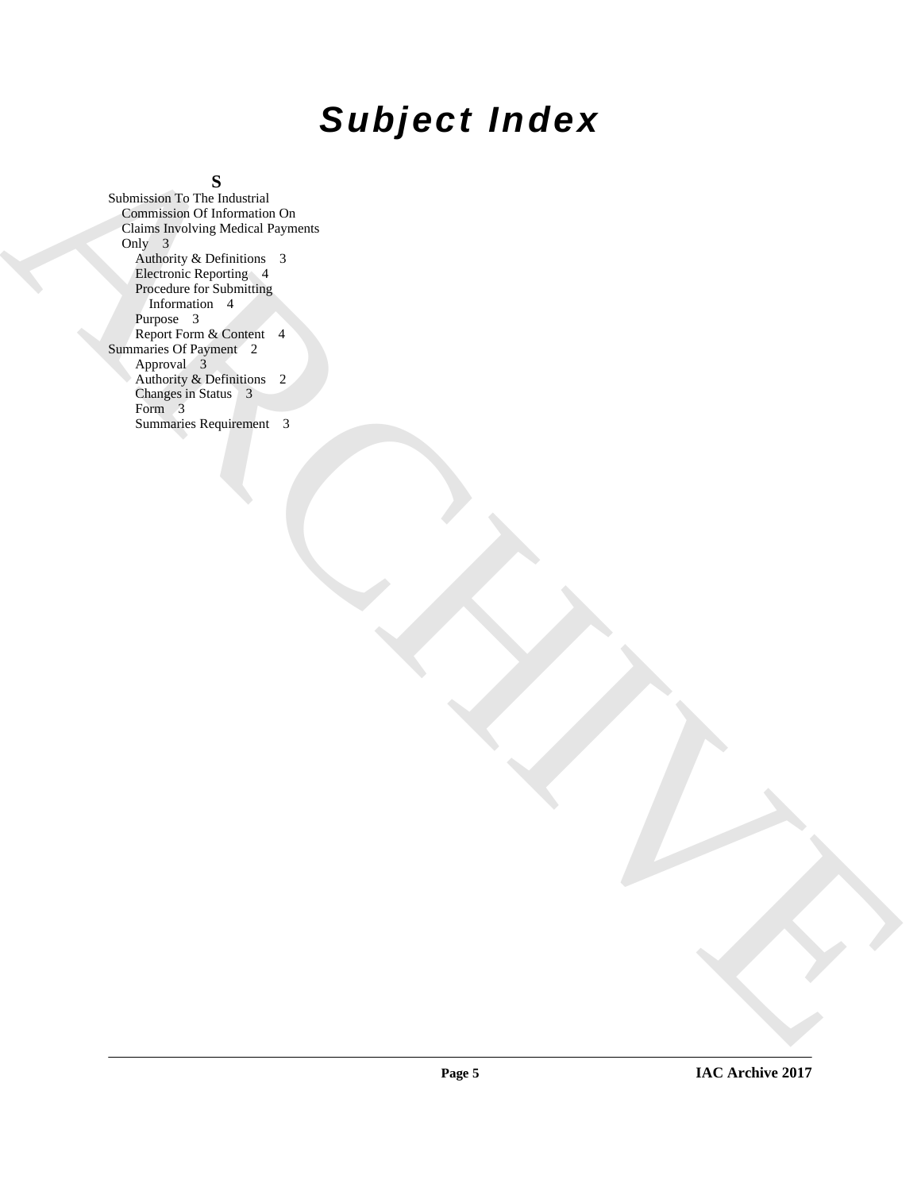# Subject Index

## S

Submission To The Industrial Commission Of Information On Claims Involving Medical Payments Only 3
- Authority & Definitions 3
- Electronic Reporting 4
- Procedure for Submitting Information 4
- Purpose 3
- Report Form & Content 4

Summaries Of Payment 2
- Approval 3
- Authority & Definitions 2
- Changes in Status 3
- Form 3
- Summaries Requirement 3